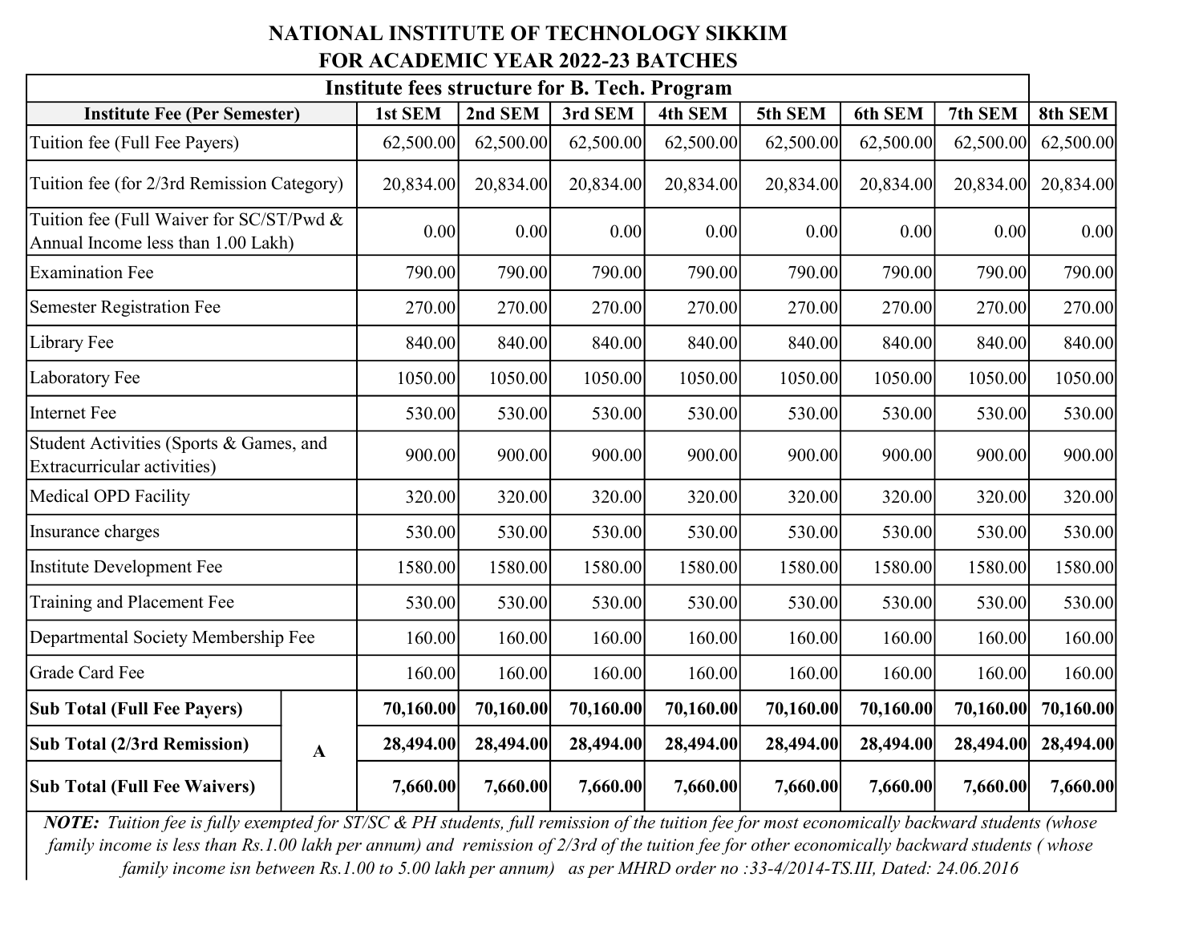# NATIONAL INSTITUTE OF TECHNOLOGY SIKKIM

## FOR ACADEMIC YEAR 2022-23 BATCHES

### Institute fees structure for B. Tech. Program

| Institute Fee (Per Semester) | | 1st SEM | 2nd SEM | 3rd SEM | 4th SEM | 5th SEM | 6th SEM | 7th SEM | 8th SEM |
|---|---|---|---|---|---|---|---|---|---|
| Tuition fee (Full Fee Payers) | | 62,500.00 | 62,500.00 | 62,500.00 | 62,500.00 | 62,500.00 | 62,500.00 | 62,500.00 | 62,500.00 |
| Tuition fee (for 2/3rd Remission Category) | | 20,834.00 | 20,834.00 | 20,834.00 | 20,834.00 | 20,834.00 | 20,834.00 | 20,834.00 | 20,834.00 |
| Tuition fee (Full Waiver for SC/ST/Pwd & Annual Income less than 1.00 Lakh) | | 0.00 | 0.00 | 0.00 | 0.00 | 0.00 | 0.00 | 0.00 | 0.00 |
| Examination Fee | | 790.00 | 790.00 | 790.00 | 790.00 | 790.00 | 790.00 | 790.00 | 790.00 |
| Semester Registration Fee | | 270.00 | 270.00 | 270.00 | 270.00 | 270.00 | 270.00 | 270.00 | 270.00 |
| Library Fee | | 840.00 | 840.00 | 840.00 | 840.00 | 840.00 | 840.00 | 840.00 | 840.00 |
| Laboratory Fee | | 1050.00 | 1050.00 | 1050.00 | 1050.00 | 1050.00 | 1050.00 | 1050.00 | 1050.00 |
| Internet Fee | | 530.00 | 530.00 | 530.00 | 530.00 | 530.00 | 530.00 | 530.00 | 530.00 |
| Student Activities (Sports & Games, and Extracurricular activities) | | 900.00 | 900.00 | 900.00 | 900.00 | 900.00 | 900.00 | 900.00 | 900.00 |
| Medical OPD Facility | | 320.00 | 320.00 | 320.00 | 320.00 | 320.00 | 320.00 | 320.00 | 320.00 |
| Insurance charges | | 530.00 | 530.00 | 530.00 | 530.00 | 530.00 | 530.00 | 530.00 | 530.00 |
| Institute Development Fee | | 1580.00 | 1580.00 | 1580.00 | 1580.00 | 1580.00 | 1580.00 | 1580.00 | 1580.00 |
| Training and Placement Fee | | 530.00 | 530.00 | 530.00 | 530.00 | 530.00 | 530.00 | 530.00 | 530.00 |
| Departmental Society Membership Fee | | 160.00 | 160.00 | 160.00 | 160.00 | 160.00 | 160.00 | 160.00 | 160.00 |
| Grade Card Fee | | 160.00 | 160.00 | 160.00 | 160.00 | 160.00 | 160.00 | 160.00 | 160.00 |
| **Sub Total (Full Fee Payers)** | **A** | **70,160.00** | **70,160.00** | **70,160.00** | **70,160.00** | **70,160.00** | **70,160.00** | **70,160.00** | **70,160.00** |
| **Sub Total (2/3rd Remission)** | | **28,494.00** | **28,494.00** | **28,494.00** | **28,494.00** | **28,494.00** | **28,494.00** | **28,494.00** | **28,494.00** |
| **Sub Total (Full Fee Waivers)** | | **7,660.00** | **7,660.00** | **7,660.00** | **7,660.00** | **7,660.00** | **7,660.00** | **7,660.00** | **7,660.00** |

***NOTE:*** *Tuition fee is fully exempted for ST/SC & PH students, full remission of the tuition fee for most economically backward students (whose family income is less than Rs.1.00 lakh per annum) and remission of 2/3rd of the tuition fee for other economically backward students ( whose family income isn between Rs.1.00 to 5.00 lakh per annum) as per MHRD order no :33-4/2014-TS.III, Dated: 24.06.2016*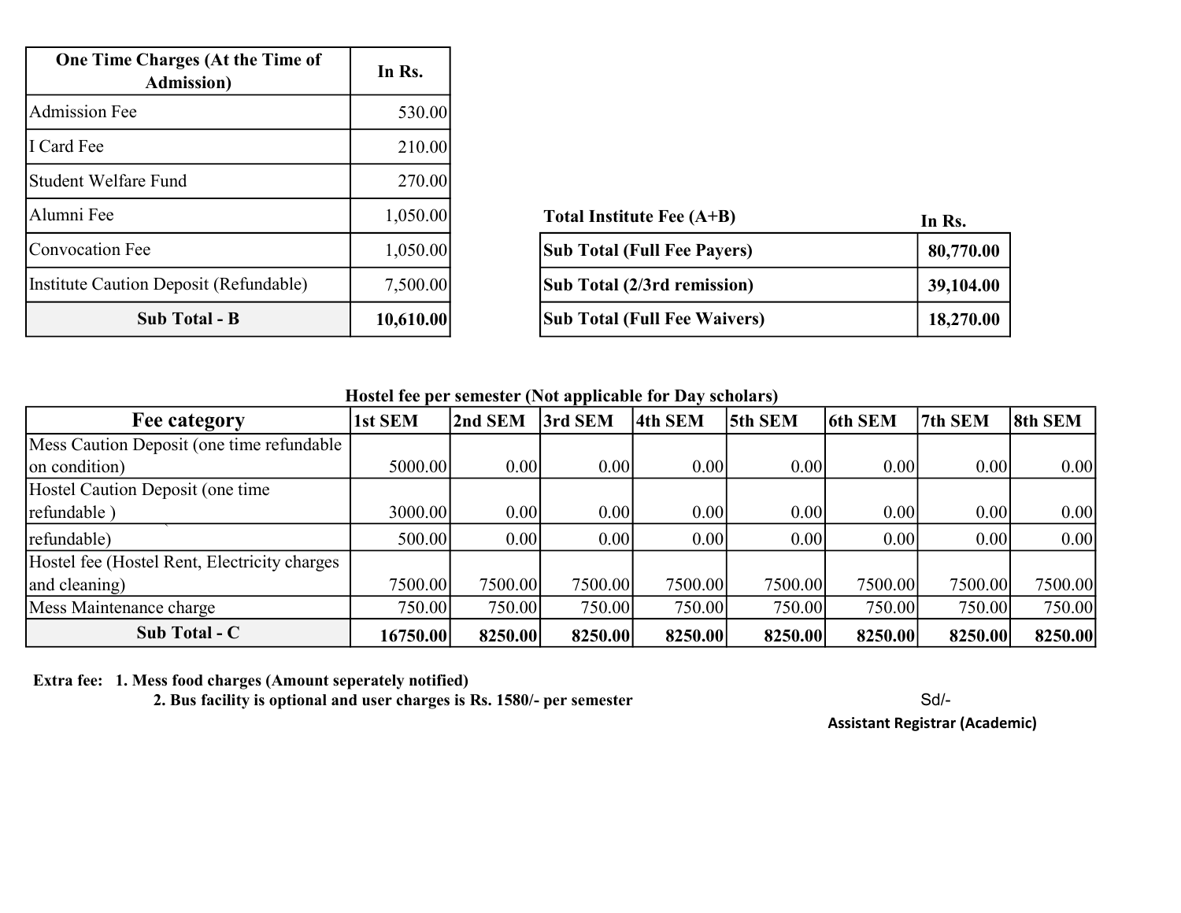| One Time Charges (At the Time of Admission) | In Rs. |
|---|---|
| Admission Fee | 530.00 |
| I Card Fee | 210.00 |
| Student Welfare Fund | 270.00 |
| Alumni Fee | 1,050.00 |
| Convocation Fee | 1,050.00 |
| Institute Caution Deposit (Refundable) | 7,500.00 |
| **Sub Total - B** | **10,610.00** |

| Total Institute Fee (A+B) | In Rs. |
|---|---|
| Sub Total (Full Fee Payers) | 80,770.00 |
| Sub Total (2/3rd remission) | 39,104.00 |
| Sub Total (Full Fee Waivers) | 18,270.00 |

**Hostel fee per semester (Not applicable for Day scholars)**

| Fee category | 1st SEM | 2nd SEM | 3rd SEM | 4th SEM | 5th SEM | 6th SEM | 7th SEM | 8th SEM |
|---|---|---|---|---|---|---|---|---|
| Mess Caution Deposit (one time refundable on condition) | 5000.00 | 0.00 | 0.00 | 0.00 | 0.00 | 0.00 | 0.00 | 0.00 |
| Hostel Caution Deposit (one time refundable ) | 3000.00 | 0.00 | 0.00 | 0.00 | 0.00 | 0.00 | 0.00 | 0.00 |
| refundable) | 500.00 | 0.00 | 0.00 | 0.00 | 0.00 | 0.00 | 0.00 | 0.00 |
| Hostel fee (Hostel Rent, Electricity charges and cleaning) | 7500.00 | 7500.00 | 7500.00 | 7500.00 | 7500.00 | 7500.00 | 7500.00 | 7500.00 |
| Mess Maintenance charge | 750.00 | 750.00 | 750.00 | 750.00 | 750.00 | 750.00 | 750.00 | 750.00 |
| **Sub Total - C** | **16750.00** | **8250.00** | **8250.00** | **8250.00** | **8250.00** | **8250.00** | **8250.00** | **8250.00** |

**Extra fee: 1. Mess food charges (Amount seperately notified)**

**2. Bus facility is optional and user charges is Rs. 1580/- per semester**

Sd/-

**Assistant Registrar (Academic)**